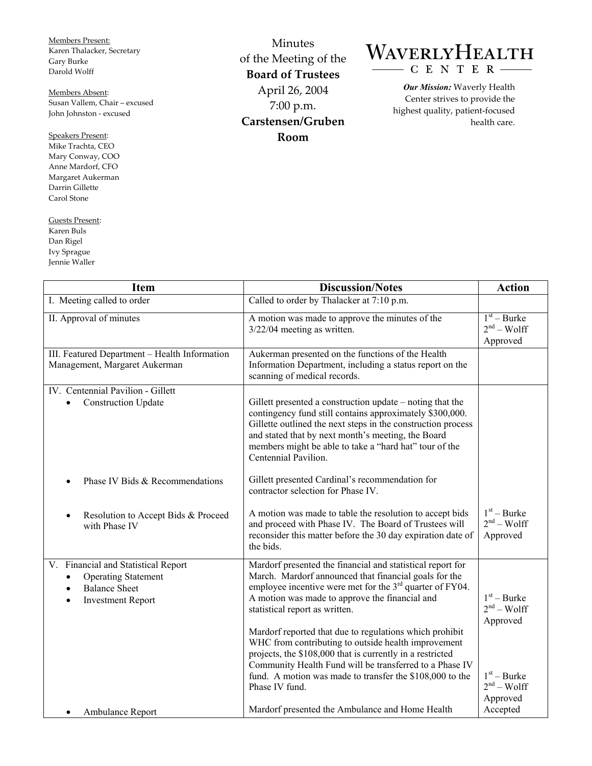Members Present:
Karen Thalacker, Secretary
Gary Burke
Darold Wolff

Members Absent:
Susan Vallem, Chair – excused
John Johnston - excused

Speakers Present:
Mike Trachta, CEO
Mary Conway, COO
Anne Mardorf, CFO
Margaret Aukerman
Darrin Gillette
Carol Stone

Guests Present:
Karen Buls
Dan Rigel
Ivy Sprague
Jennie Waller

Minutes
of the Meeting of the
**Board of Trustees**
April 26, 2004
7:00 p.m.
**Carstensen/Gruben Room**

# WAVERLYHEALTH CENTER

***Our Mission:*** Waverly Health Center strives to provide the highest quality, patient-focused health care.

| Item | Discussion/Notes | Action |
|---|---|---|
| I. Meeting called to order | Called to order by Thalacker at 7:10 p.m. | |
| II. Approval of minutes | A motion was made to approve the minutes of the 3/22/04 meeting as written. | 1st – Burke<br>2nd – Wolff<br>Approved |
| III. Featured Department – Health Information Management, Margaret Aukerman | Aukerman presented on the functions of the Health Information Department, including a status report on the scanning of medical records. | |
| IV. Centennial Pavilion - Gillett<br>• Construction Update | Gillett presented a construction update – noting that the contingency fund still contains approximately $300,000. Gillette outlined the next steps in the construction process and stated that by next month's meeting, the Board members might be able to take a "hard hat" tour of the Centennial Pavilion. | |
| • Phase IV Bids & Recommendations | Gillett presented Cardinal's recommendation for contractor selection for Phase IV. | |
| • Resolution to Accept Bids & Proceed with Phase IV | A motion was made to table the resolution to accept bids and proceed with Phase IV. The Board of Trustees will reconsider this matter before the 30 day expiration date of the bids. | 1st – Burke<br>2nd – Wolff<br>Approved |
| V. Financial and Statistical Report<br>• Operating Statement<br>• Balance Sheet<br>• Investment Report | Mardorf presented the financial and statistical report for March. Mardorf announced that financial goals for the employee incentive were met for the 3rd quarter of FY04. A motion was made to approve the financial and statistical report as written. | 1st – Burke<br>2nd – Wolff<br>Approved |
| | Mardorf reported that due to regulations which prohibit WHC from contributing to outside health improvement projects, the $108,000 that is currently in a restricted Community Health Fund will be transferred to a Phase IV fund. A motion was made to transfer the $108,000 to the Phase IV fund. | 1st – Burke<br>2nd – Wolff<br>Approved |
| • Ambulance Report | Mardorf presented the Ambulance and Home Health | Accepted |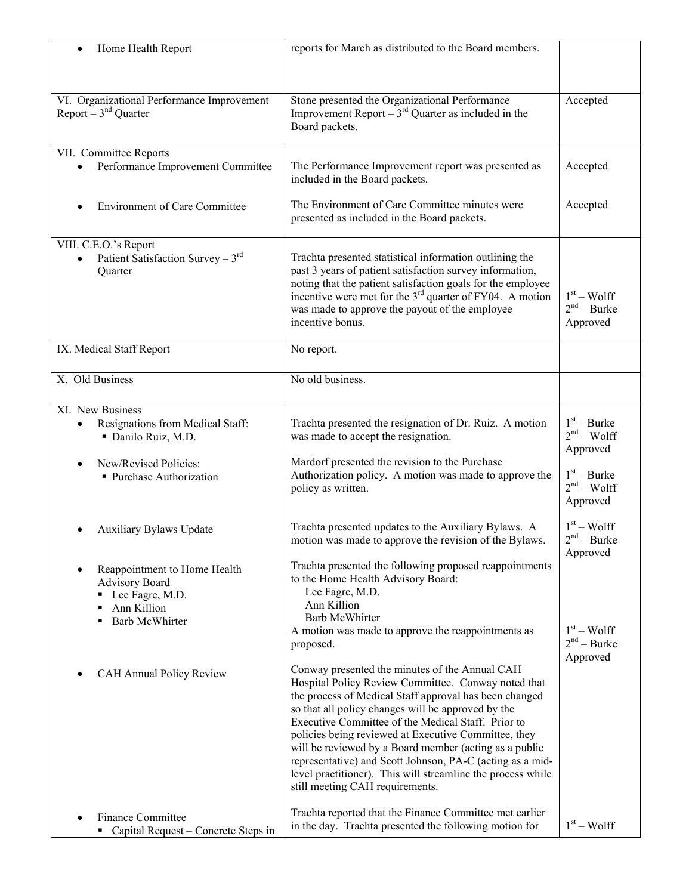| | | |
|---|---|---|
| • Home Health Report | reports for March as distributed to the Board members. | |
| VI. Organizational Performance Improvement Report – 3rd Quarter | Stone presented the Organizational Performance Improvement Report – 3rd Quarter as included in the Board packets. | Accepted |
| VII. Committee Reports<br>• Performance Improvement Committee | The Performance Improvement report was presented as included in the Board packets. | Accepted |
| • Environment of Care Committee | The Environment of Care Committee minutes were presented as included in the Board packets. | Accepted |
| VIII. C.E.O.'s Report<br>• Patient Satisfaction Survey – 3rd Quarter | Trachta presented statistical information outlining the past 3 years of patient satisfaction survey information, noting that the patient satisfaction goals for the employee incentive were met for the 3rd quarter of FY04. A motion was made to approve the payout of the employee incentive bonus. | 1st – Wolff<br>2nd – Burke<br>Approved |
| IX. Medical Staff Report | No report. | |
| X. Old Business | No old business. | |
| XI. New Business<br>• Resignations from Medical Staff:<br>▪ Danilo Ruiz, M.D. | Trachta presented the resignation of Dr. Ruiz. A motion was made to accept the resignation. | 1st – Burke<br>2nd – Wolff<br>Approved |
| • New/Revised Policies:<br>▪ Purchase Authorization | Mardorf presented the revision to the Purchase Authorization policy. A motion was made to approve the policy as written. | 1st – Burke<br>2nd – Wolff<br>Approved |
| • Auxiliary Bylaws Update | Trachta presented updates to the Auxiliary Bylaws. A motion was made to approve the revision of the Bylaws. | 1st – Wolff<br>2nd – Burke<br>Approved |
| • Reappointment to Home Health Advisory Board<br>▪ Lee Fagre, M.D.<br>▪ Ann Killion<br>▪ Barb McWhirter | Trachta presented the following proposed reappointments to the Home Health Advisory Board:<br>Lee Fagre, M.D.<br>Ann Killion<br>Barb McWhirter<br>A motion was made to approve the reappointments as proposed. | 1st – Wolff<br>2nd – Burke<br>Approved |
| • CAH Annual Policy Review | Conway presented the minutes of the Annual CAH Hospital Policy Review Committee. Conway noted that the process of Medical Staff approval has been changed so that all policy changes will be approved by the Executive Committee of the Medical Staff. Prior to policies being reviewed at Executive Committee, they will be reviewed by a Board member (acting as a public representative) and Scott Johnson, PA-C (acting as a mid-level practitioner). This will streamline the process while still meeting CAH requirements. | |
| • Finance Committee<br>▪ Capital Request – Concrete Steps in | Trachta reported that the Finance Committee met earlier in the day. Trachta presented the following motion for | 1st – Wolff |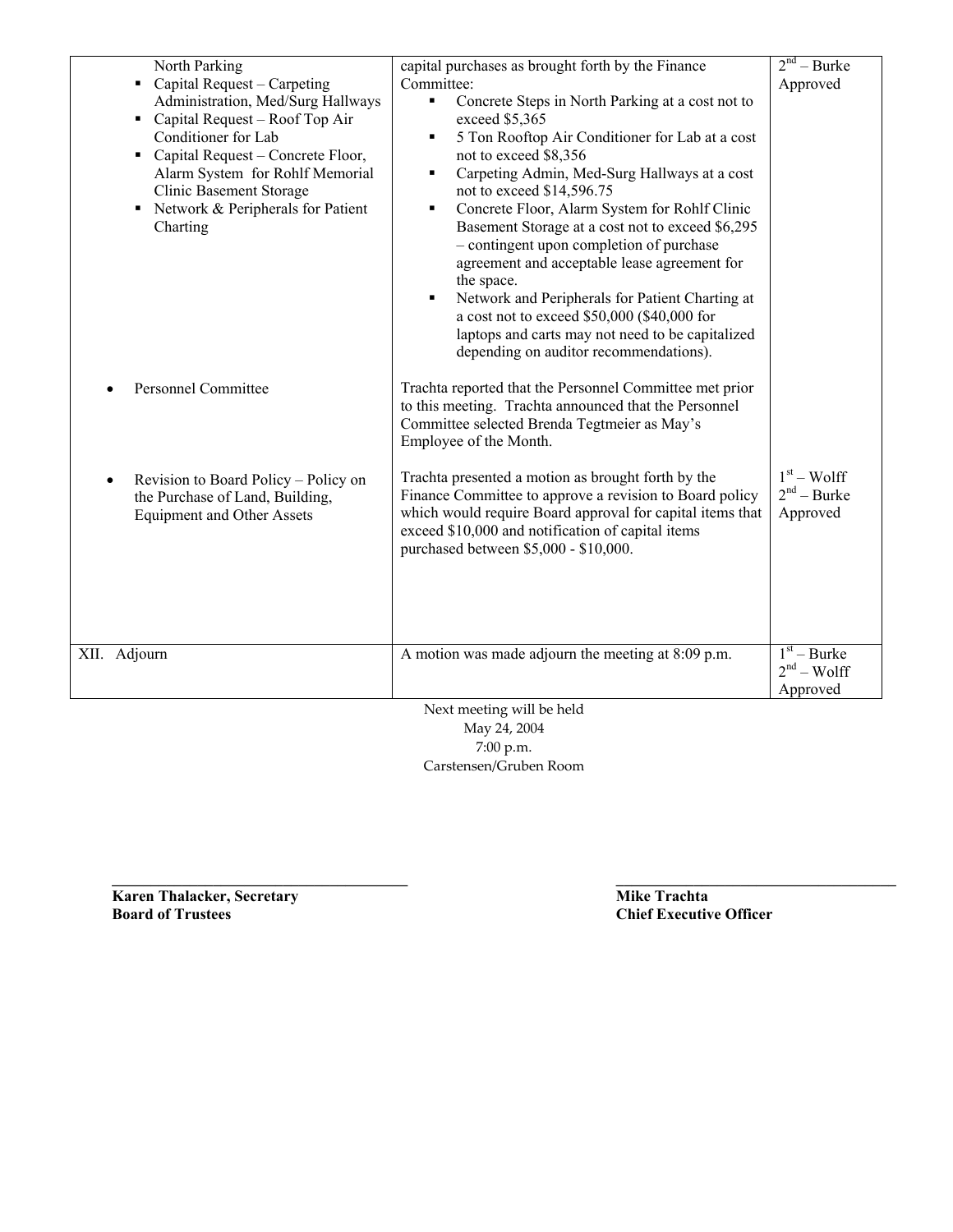| | | |
|---|---|---|
| North Parking<br>▪ Capital Request – Carpeting Administration, Med/Surg Hallways<br>▪ Capital Request – Roof Top Air Conditioner for Lab<br>▪ Capital Request – Concrete Floor, Alarm System for Rohlf Memorial Clinic Basement Storage<br>▪ Network & Peripherals for Patient Charting | capital purchases as brought forth by the Finance Committee:<br>▪ Concrete Steps in North Parking at a cost not to exceed \$5,365<br>▪ 5 Ton Rooftop Air Conditioner for Lab at a cost not to exceed \$8,356<br>▪ Carpeting Admin, Med-Surg Hallways at a cost not to exceed \$14,596.75<br>▪ Concrete Floor, Alarm System for Rohlf Clinic Basement Storage at a cost not to exceed \$6,295 – contingent upon completion of purchase agreement and acceptable lease agreement for the space.<br>▪ Network and Peripherals for Patient Charting at a cost not to exceed \$50,000 (\$40,000 for laptops and carts may not need to be capitalized depending on auditor recommendations). | 2nd – Burke<br>Approved |
| • Personnel Committee | Trachta reported that the Personnel Committee met prior to this meeting. Trachta announced that the Personnel Committee selected Brenda Tegtmeier as May's Employee of the Month. | |
| • Revision to Board Policy – Policy on the Purchase of Land, Building, Equipment and Other Assets | Trachta presented a motion as brought forth by the Finance Committee to approve a revision to Board policy which would require Board approval for capital items that exceed \$10,000 and notification of capital items purchased between \$5,000 - \$10,000. | 1st – Wolff<br>2nd – Burke<br>Approved |
| XII. Adjourn | A motion was made adjourn the meeting at 8:09 p.m. | 1st – Burke<br>2nd – Wolff<br>Approved |

Next meeting will be held
May 24, 2004
7:00 p.m.
Carstensen/Gruben Room

**Karen Thalacker, Secretary**
**Board of Trustees**

**Mike Trachta**
**Chief Executive Officer**